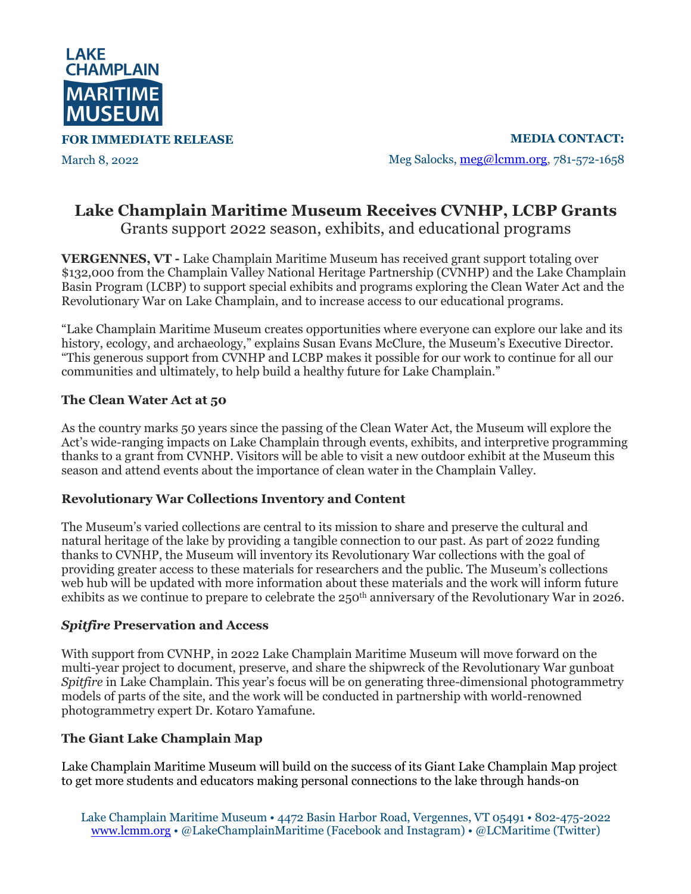**LAKE CHAMPLAIN MARITIME MUSEUM**

**FOR IMMEDIATE RELEASE**

March 8, 2022

**MEDIA CONTACT:**

Meg Salocks, meg@lcmm.org, 781-572-1658

# Lake Champlain Maritime Museum Receives CVNHP, LCBP Grants

Grants support 2022 season, exhibits, and educational programs

**VERGENNES, VT -** Lake Champlain Maritime Museum has received grant support totaling over $132,000 from the Champlain Valley National Heritage Partnership (CVNHP) and the Lake Champlain Basin Program (LCBP) to support special exhibits and programs exploring the Clean Water Act and the Revolutionary War on Lake Champlain, and to increase access to our educational programs.

"Lake Champlain Maritime Museum creates opportunities where everyone can explore our lake and its history, ecology, and archaeology," explains Susan Evans McClure, the Museum's Executive Director. "This generous support from CVNHP and LCBP makes it possible for our work to continue for all our communities and ultimately, to help build a healthy future for Lake Champlain."

### The Clean Water Act at 50

As the country marks 50 years since the passing of the Clean Water Act, the Museum will explore the Act's wide-ranging impacts on Lake Champlain through events, exhibits, and interpretive programming thanks to a grant from CVNHP. Visitors will be able to visit a new outdoor exhibit at the Museum this season and attend events about the importance of clean water in the Champlain Valley.

### Revolutionary War Collections Inventory and Content

The Museum's varied collections are central to its mission to share and preserve the cultural and natural heritage of the lake by providing a tangible connection to our past. As part of 2022 funding thanks to CVNHP, the Museum will inventory its Revolutionary War collections with the goal of providing greater access to these materials for researchers and the public. The Museum's collections web hub will be updated with more information about these materials and the work will inform future exhibits as we continue to prepare to celebrate the 250th anniversary of the Revolutionary War in 2026.

### *Spitfire* Preservation and Access

With support from CVNHP, in 2022 Lake Champlain Maritime Museum will move forward on the multi-year project to document, preserve, and share the shipwreck of the Revolutionary War gunboat *Spitfire* in Lake Champlain. This year's focus will be on generating three-dimensional photogrammetry models of parts of the site, and the work will be conducted in partnership with world-renowned photogrammetry expert Dr. Kotaro Yamafune.

### The Giant Lake Champlain Map

Lake Champlain Maritime Museum will build on the success of its Giant Lake Champlain Map project to get more students and educators making personal connections to the lake through hands-on

Lake Champlain Maritime Museum • 4472 Basin Harbor Road, Vergennes, VT 05491 • 802-475-2022
www.lcmm.org • @LakeChamplainMaritime (Facebook and Instagram) • @LCMaritime (Twitter)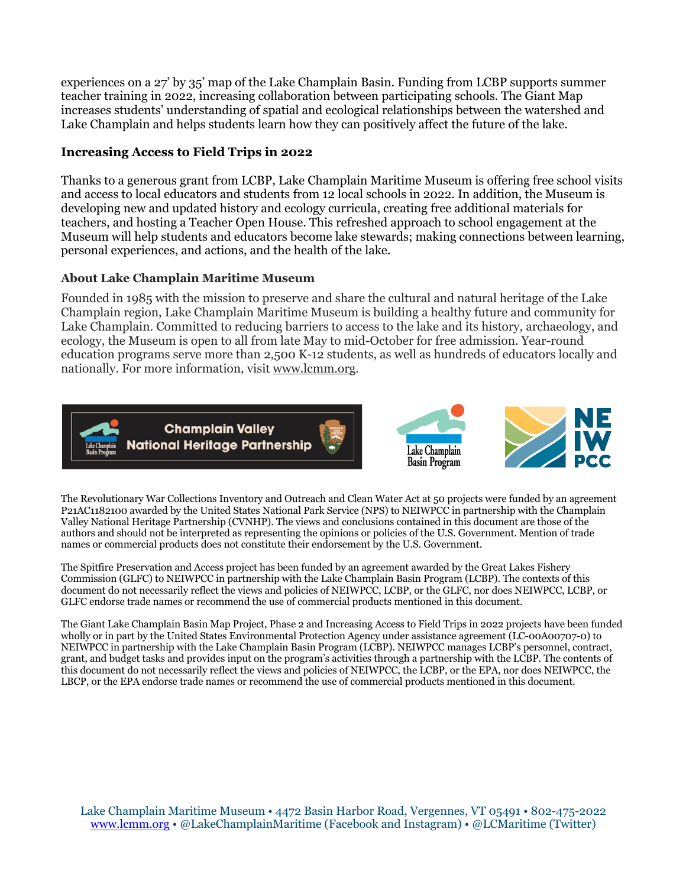experiences on a 27' by 35' map of the Lake Champlain Basin. Funding from LCBP supports summer teacher training in 2022, increasing collaboration between participating schools. The Giant Map increases students' understanding of spatial and ecological relationships between the watershed and Lake Champlain and helps students learn how they can positively affect the future of the lake.

### Increasing Access to Field Trips in 2022

Thanks to a generous grant from LCBP, Lake Champlain Maritime Museum is offering free school visits and access to local educators and students from 12 local schools in 2022. In addition, the Museum is developing new and updated history and ecology curricula, creating free additional materials for teachers, and hosting a Teacher Open House. This refreshed approach to school engagement at the Museum will help students and educators become lake stewards; making connections between learning, personal experiences, and actions, and the health of the lake.

### About Lake Champlain Maritime Museum

Founded in 1985 with the mission to preserve and share the cultural and natural heritage of the Lake Champlain region, Lake Champlain Maritime Museum is building a healthy future and community for Lake Champlain. Committed to reducing barriers to access to the lake and its history, archaeology, and ecology, the Museum is open to all from late May to mid-October for free admission. Year-round education programs serve more than 2,500 K-12 students, as well as hundreds of educators locally and nationally. For more information, visit www.lcmm.org.

Champlain Valley National Heritage Partnership

Lake Champlain Basin Program

NEIWPCC

The Revolutionary War Collections Inventory and Outreach and Clean Water Act at 50 projects were funded by an agreement P21AC11821OO awarded by the United States National Park Service (NPS) to NEIWPCC in partnership with the Champlain Valley National Heritage Partnership (CVNHP). The views and conclusions contained in this document are those of the authors and should not be interpreted as representing the opinions or policies of the U.S. Government. Mention of trade names or commercial products does not constitute their endorsement by the U.S. Government.

The Spitfire Preservation and Access project has been funded by an agreement awarded by the Great Lakes Fishery Commission (GLFC) to NEIWPCC in partnership with the Lake Champlain Basin Program (LCBP). The contexts of this document do not necessarily reflect the views and policies of NEIWPCC, LCBP, or the GLFC, nor does NEIWPCC, LCBP, or GLFC endorse trade names or recommend the use of commercial products mentioned in this document.

The Giant Lake Champlain Basin Map Project, Phase 2 and Increasing Access to Field Trips in 2022 projects have been funded wholly or in part by the United States Environmental Protection Agency under assistance agreement (LC-00A00707-0) to NEIWPCC in partnership with the Lake Champlain Basin Program (LCBP). NEIWPCC manages LCBP's personnel, contract, grant, and budget tasks and provides input on the program's activities through a partnership with the LCBP. The contents of this document do not necessarily reflect the views and policies of NEIWPCC, the LCBP, or the EPA, nor does NEIWPCC, the LBCP, or the EPA endorse trade names or recommend the use of commercial products mentioned in this document.

Lake Champlain Maritime Museum • 4472 Basin Harbor Road, Vergennes, VT 05491 • 802-475-2022
www.lcmm.org • @LakeChamplainMaritime (Facebook and Instagram) • @LCMaritime (Twitter)